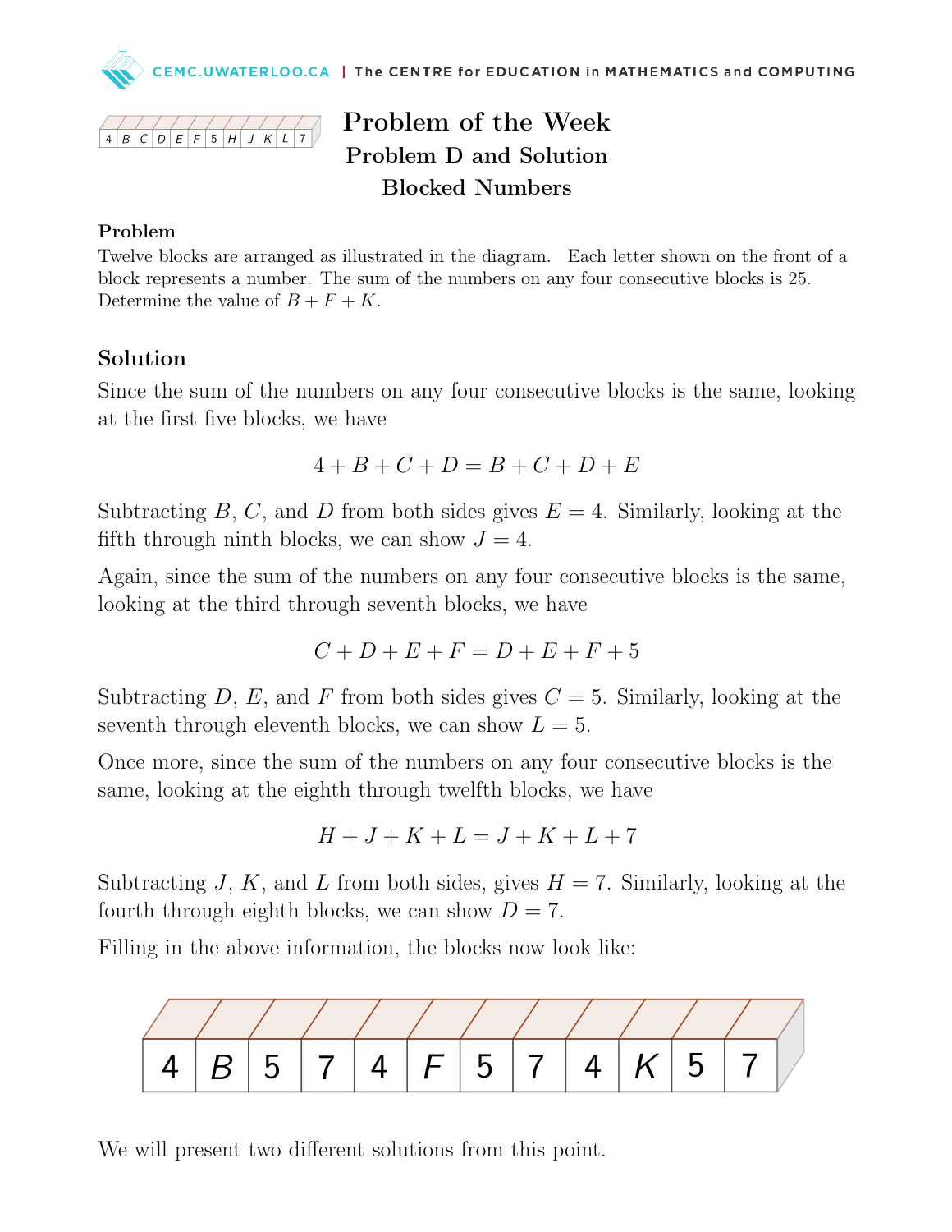# Problem of the Week

## Problem D and Solution

## Blocked Numbers

### Problem

Twelve blocks are arranged as illustrated in the diagram. Each letter shown on the front of a block represents a number. The sum of the numbers on any four consecutive blocks is 25. Determine the value of $B + F + K$.

### Solution

Since the sum of the numbers on any four consecutive blocks is the same, looking at the first five blocks, we have

$$4 + B + C + D = B + C + D + E$$

Subtracting $B$, $C$, and $D$ from both sides gives $E = 4$. Similarly, looking at the fifth through ninth blocks, we can show $J = 4$.

Again, since the sum of the numbers on any four consecutive blocks is the same, looking at the third through seventh blocks, we have

$$C + D + E + F = D + E + F + 5$$

Subtracting $D$, $E$, and $F$ from both sides gives $C = 5$. Similarly, looking at the seventh through eleventh blocks, we can show $L = 5$.

Once more, since the sum of the numbers on any four consecutive blocks is the same, looking at the eighth through twelfth blocks, we have

$$H + J + K + L = J + K + L + 7$$

Subtracting $J$, $K$, and $L$ from both sides, gives $H = 7$. Similarly, looking at the fourth through eighth blocks, we can show $D = 7$.

Filling in the above information, the blocks now look like:

| 4 | B | 5 | 7 | 4 | F | 5 | 7 | 4 | K | 5 | 7 |
|---|---|---|---|---|---|---|---|---|---|---|---|

We will present two different solutions from this point.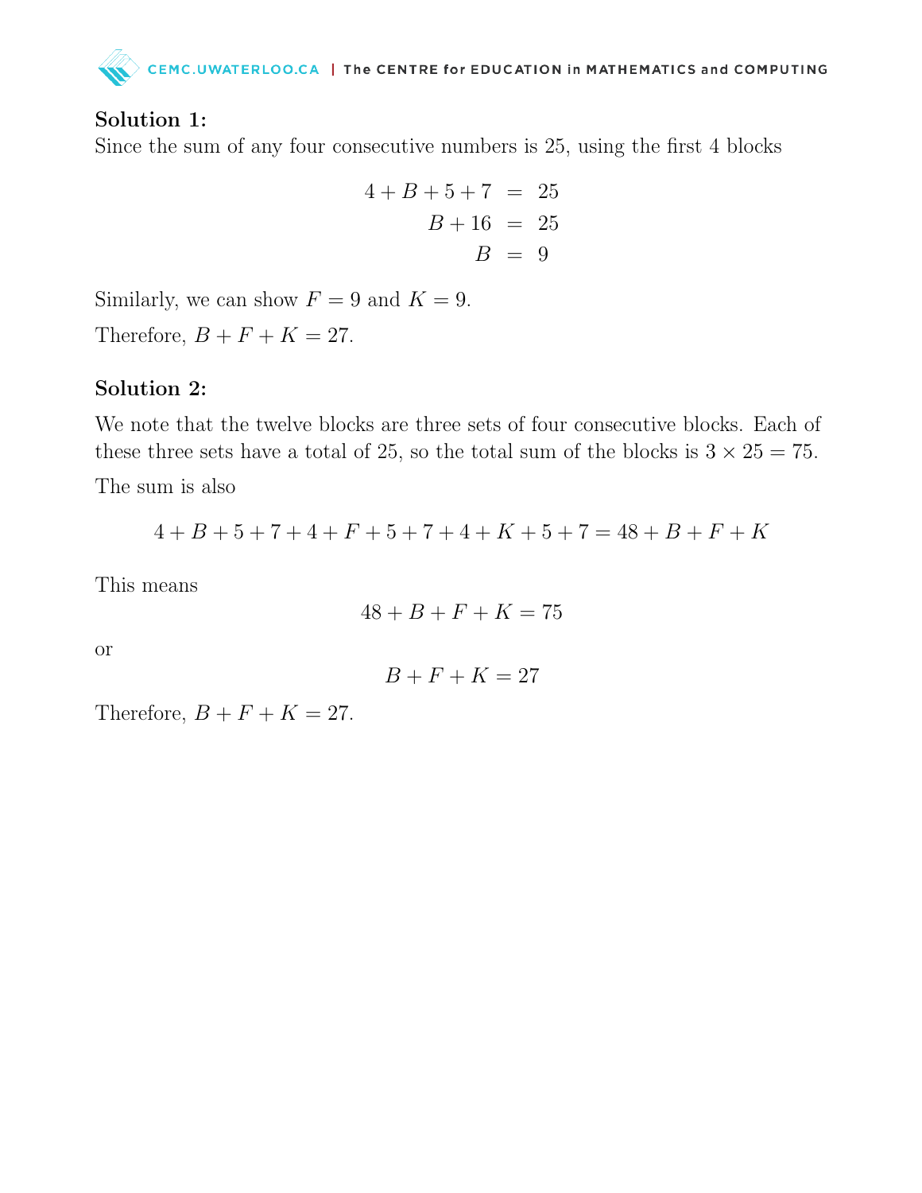**Solution 1:**
Since the sum of any four consecutive numbers is 25, using the first 4 blocks

$$
\begin{aligned}
4 + B + 5 + 7 &= 25 \\
B + 16 &= 25 \\
B &= 9
\end{aligned}
$$

Similarly, we can show $F = 9$ and $K = 9$.

Therefore, $B + F + K = 27$.

**Solution 2:**

We note that the twelve blocks are three sets of four consecutive blocks. Each of these three sets have a total of 25, so the total sum of the blocks is $3 \times 25 = 75$.

The sum is also

$$4 + B + 5 + 7 + 4 + F + 5 + 7 + 4 + K + 5 + 7 = 48 + B + F + K$$

This means

$$48 + B + F + K = 75$$

or

$$B + F + K = 27$$

Therefore, $B + F + K = 27$.